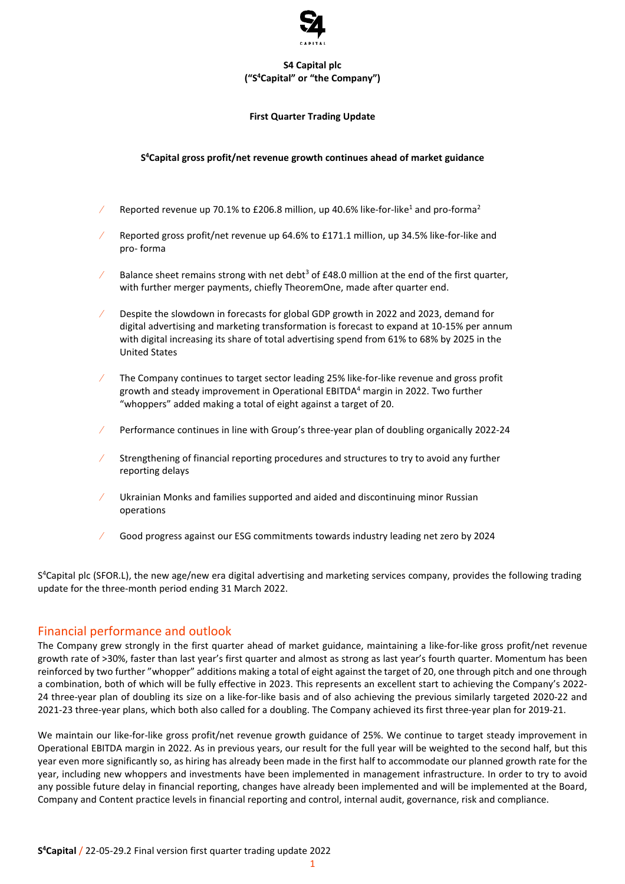**S4 Capital plc**
**("S4Capital" or "the Company")**

**First Quarter Trading Update**

**S4Capital gross profit/net revenue growth continues ahead of market guidance**

- Reported revenue up 70.1% to £206.8 million, up 40.6% like-for-like[1] and pro-forma[2]
- Reported gross profit/net revenue up 64.6% to £171.1 million, up 34.5% like-for-like and pro- forma
- Balance sheet remains strong with net debt[3] of £48.0 million at the end of the first quarter, with further merger payments, chiefly TheoremOne, made after quarter end.
- Despite the slowdown in forecasts for global GDP growth in 2022 and 2023, demand for digital advertising and marketing transformation is forecast to expand at 10-15% per annum with digital increasing its share of total advertising spend from 61% to 68% by 2025 in the United States
- The Company continues to target sector leading 25% like-for-like revenue and gross profit growth and steady improvement in Operational EBITDA[4] margin in 2022. Two further "whoppers" added making a total of eight against a target of 20.
- Performance continues in line with Group's three-year plan of doubling organically 2022-24
- Strengthening of financial reporting procedures and structures to try to avoid any further reporting delays
- Ukrainian Monks and families supported and aided and discontinuing minor Russian operations
- Good progress against our ESG commitments towards industry leading net zero by 2024

S4Capital plc (SFOR.L), the new age/new era digital advertising and marketing services company, provides the following trading update for the three-month period ending 31 March 2022.

## Financial performance and outlook

The Company grew strongly in the first quarter ahead of market guidance, maintaining a like-for-like gross profit/net revenue growth rate of >30%, faster than last year's first quarter and almost as strong as last year's fourth quarter. Momentum has been reinforced by two further "whopper" additions making a total of eight against the target of 20, one through pitch and one through a combination, both of which will be fully effective in 2023. This represents an excellent start to achieving the Company's 2022-24 three-year plan of doubling its size on a like-for-like basis and of also achieving the previous similarly targeted 2020-22 and 2021-23 three-year plans, which both also called for a doubling. The Company achieved its first three-year plan for 2019-21.

We maintain our like-for-like gross profit/net revenue growth guidance of 25%. We continue to target steady improvement in Operational EBITDA margin in 2022. As in previous years, our result for the full year will be weighted to the second half, but this year even more significantly so, as hiring has already been made in the first half to accommodate our planned growth rate for the year, including new whoppers and investments have been implemented in management infrastructure. In order to try to avoid any possible future delay in financial reporting, changes have already been implemented and will be implemented at the Board, Company and Content practice levels in financial reporting and control, internal audit, governance, risk and compliance.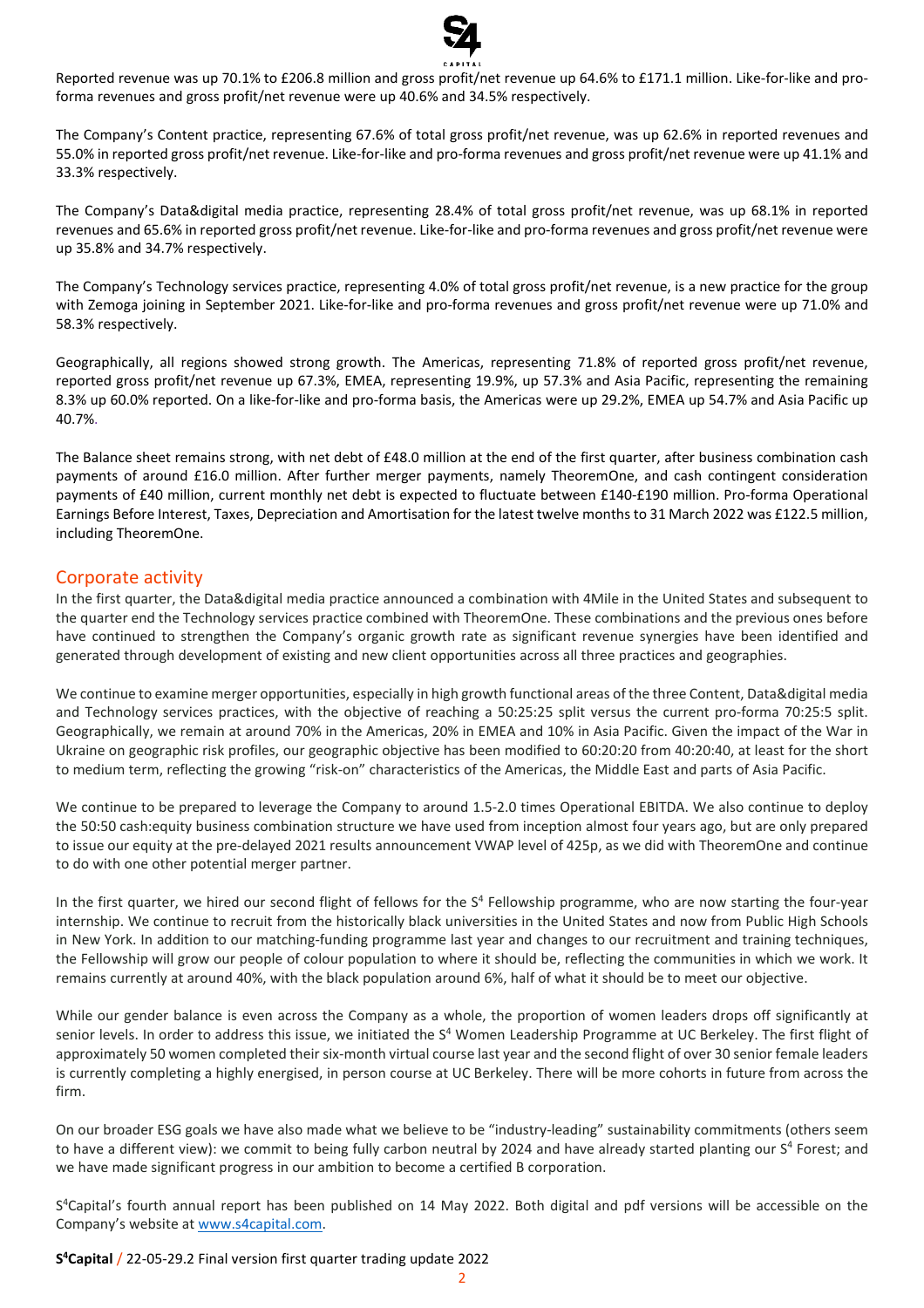Reported revenue was up 70.1% to £206.8 million and gross profit/net revenue up 64.6% to £171.1 million. Like-for-like and pro-forma revenues and gross profit/net revenue were up 40.6% and 34.5% respectively.

The Company's Content practice, representing 67.6% of total gross profit/net revenue, was up 62.6% in reported revenues and 55.0% in reported gross profit/net revenue. Like-for-like and pro-forma revenues and gross profit/net revenue were up 41.1% and 33.3% respectively.

The Company's Data&digital media practice, representing 28.4% of total gross profit/net revenue, was up 68.1% in reported revenues and 65.6% in reported gross profit/net revenue. Like-for-like and pro-forma revenues and gross profit/net revenue were up 35.8% and 34.7% respectively.

The Company's Technology services practice, representing 4.0% of total gross profit/net revenue, is a new practice for the group with Zemoga joining in September 2021. Like-for-like and pro-forma revenues and gross profit/net revenue were up 71.0% and 58.3% respectively.

Geographically, all regions showed strong growth. The Americas, representing 71.8% of reported gross profit/net revenue, reported gross profit/net revenue up 67.3%, EMEA, representing 19.9%, up 57.3% and Asia Pacific, representing the remaining 8.3% up 60.0% reported. On a like-for-like and pro-forma basis, the Americas were up 29.2%, EMEA up 54.7% and Asia Pacific up 40.7%.

The Balance sheet remains strong, with net debt of £48.0 million at the end of the first quarter, after business combination cash payments of around £16.0 million. After further merger payments, namely TheoremOne, and cash contingent consideration payments of £40 million, current monthly net debt is expected to fluctuate between £140-£190 million. Pro-forma Operational Earnings Before Interest, Taxes, Depreciation and Amortisation for the latest twelve months to 31 March 2022 was £122.5 million, including TheoremOne.

## Corporate activity

In the first quarter, the Data&digital media practice announced a combination with 4Mile in the United States and subsequent to the quarter end the Technology services practice combined with TheoremOne. These combinations and the previous ones before have continued to strengthen the Company's organic growth rate as significant revenue synergies have been identified and generated through development of existing and new client opportunities across all three practices and geographies.

We continue to examine merger opportunities, especially in high growth functional areas of the three Content, Data&digital media and Technology services practices, with the objective of reaching a 50:25:25 split versus the current pro-forma 70:25:5 split. Geographically, we remain at around 70% in the Americas, 20% in EMEA and 10% in Asia Pacific. Given the impact of the War in Ukraine on geographic risk profiles, our geographic objective has been modified to 60:20:20 from 40:20:40, at least for the short to medium term, reflecting the growing "risk-on" characteristics of the Americas, the Middle East and parts of Asia Pacific.

We continue to be prepared to leverage the Company to around 1.5-2.0 times Operational EBITDA. We also continue to deploy the 50:50 cash:equity business combination structure we have used from inception almost four years ago, but are only prepared to issue our equity at the pre-delayed 2021 results announcement VWAP level of 425p, as we did with TheoremOne and continue to do with one other potential merger partner.

In the first quarter, we hired our second flight of fellows for the S[4] Fellowship programme, who are now starting the four-year internship. We continue to recruit from the historically black universities in the United States and now from Public High Schools in New York. In addition to our matching-funding programme last year and changes to our recruitment and training techniques, the Fellowship will grow our people of colour population to where it should be, reflecting the communities in which we work. It remains currently at around 40%, with the black population around 6%, half of what it should be to meet our objective.

While our gender balance is even across the Company as a whole, the proportion of women leaders drops off significantly at senior levels. In order to address this issue, we initiated the S[4] Women Leadership Programme at UC Berkeley. The first flight of approximately 50 women completed their six-month virtual course last year and the second flight of over 30 senior female leaders is currently completing a highly energised, in person course at UC Berkeley. There will be more cohorts in future from across the firm.

On our broader ESG goals we have also made what we believe to be "industry-leading" sustainability commitments (others seem to have a different view): we commit to being fully carbon neutral by 2024 and have already started planting our S[4] Forest; and we have made significant progress in our ambition to become a certified B corporation.

S[4]Capital's fourth annual report has been published on 14 May 2022. Both digital and pdf versions will be accessible on the Company's website at [www.s4capital.com](http://www.s4capital.com).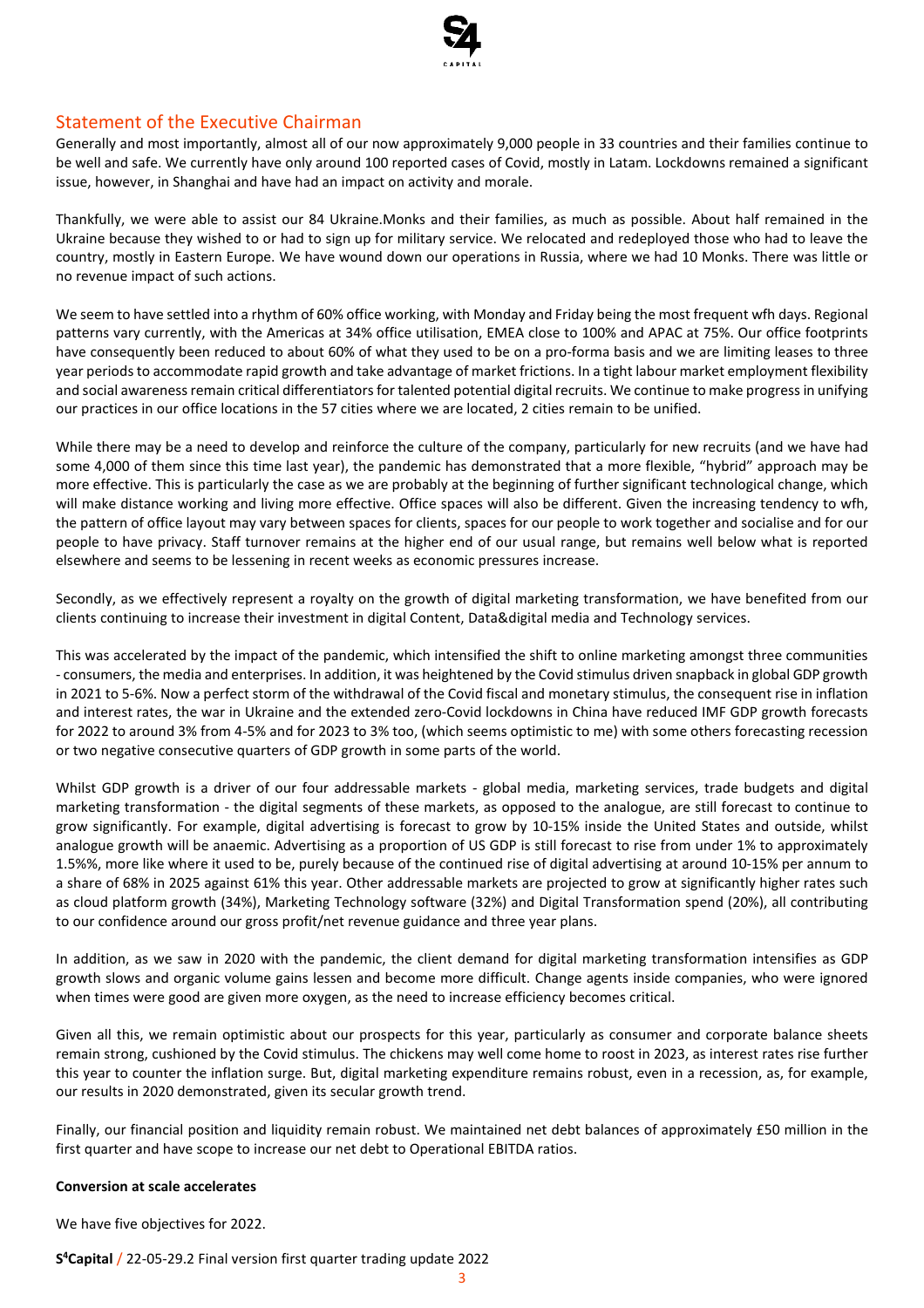## Statement of the Executive Chairman

Generally and most importantly, almost all of our now approximately 9,000 people in 33 countries and their families continue to be well and safe. We currently have only around 100 reported cases of Covid, mostly in Latam. Lockdowns remained a significant issue, however, in Shanghai and have had an impact on activity and morale.

Thankfully, we were able to assist our 84 Ukraine.Monks and their families, as much as possible. About half remained in the Ukraine because they wished to or had to sign up for military service. We relocated and redeployed those who had to leave the country, mostly in Eastern Europe. We have wound down our operations in Russia, where we had 10 Monks. There was little or no revenue impact of such actions.

We seem to have settled into a rhythm of 60% office working, with Monday and Friday being the most frequent wfh days. Regional patterns vary currently, with the Americas at 34% office utilisation, EMEA close to 100% and APAC at 75%. Our office footprints have consequently been reduced to about 60% of what they used to be on a pro-forma basis and we are limiting leases to three year periods to accommodate rapid growth and take advantage of market frictions. In a tight labour market employment flexibility and social awareness remain critical differentiators for talented potential digital recruits. We continue to make progress in unifying our practices in our office locations in the 57 cities where we are located, 2 cities remain to be unified.

While there may be a need to develop and reinforce the culture of the company, particularly for new recruits (and we have had some 4,000 of them since this time last year), the pandemic has demonstrated that a more flexible, "hybrid" approach may be more effective. This is particularly the case as we are probably at the beginning of further significant technological change, which will make distance working and living more effective. Office spaces will also be different. Given the increasing tendency to wfh, the pattern of office layout may vary between spaces for clients, spaces for our people to work together and socialise and for our people to have privacy. Staff turnover remains at the higher end of our usual range, but remains well below what is reported elsewhere and seems to be lessening in recent weeks as economic pressures increase.

Secondly, as we effectively represent a royalty on the growth of digital marketing transformation, we have benefited from our clients continuing to increase their investment in digital Content, Data&digital media and Technology services.

This was accelerated by the impact of the pandemic, which intensified the shift to online marketing amongst three communities - consumers, the media and enterprises. In addition, it was heightened by the Covid stimulus driven snapback in global GDP growth in 2021 to 5-6%. Now a perfect storm of the withdrawal of the Covid fiscal and monetary stimulus, the consequent rise in inflation and interest rates, the war in Ukraine and the extended zero-Covid lockdowns in China have reduced IMF GDP growth forecasts for 2022 to around 3% from 4-5% and for 2023 to 3% too, (which seems optimistic to me) with some others forecasting recession or two negative consecutive quarters of GDP growth in some parts of the world.

Whilst GDP growth is a driver of our four addressable markets - global media, marketing services, trade budgets and digital marketing transformation - the digital segments of these markets, as opposed to the analogue, are still forecast to continue to grow significantly. For example, digital advertising is forecast to grow by 10-15% inside the United States and outside, whilst analogue growth will be anaemic. Advertising as a proportion of US GDP is still forecast to rise from under 1% to approximately 1.5%%, more like where it used to be, purely because of the continued rise of digital advertising at around 10-15% per annum to a share of 68% in 2025 against 61% this year. Other addressable markets are projected to grow at significantly higher rates such as cloud platform growth (34%), Marketing Technology software (32%) and Digital Transformation spend (20%), all contributing to our confidence around our gross profit/net revenue guidance and three year plans.

In addition, as we saw in 2020 with the pandemic, the client demand for digital marketing transformation intensifies as GDP growth slows and organic volume gains lessen and become more difficult. Change agents inside companies, who were ignored when times were good are given more oxygen, as the need to increase efficiency becomes critical.

Given all this, we remain optimistic about our prospects for this year, particularly as consumer and corporate balance sheets remain strong, cushioned by the Covid stimulus. The chickens may well come home to roost in 2023, as interest rates rise further this year to counter the inflation surge. But, digital marketing expenditure remains robust, even in a recession, as, for example, our results in 2020 demonstrated, given its secular growth trend.

Finally, our financial position and liquidity remain robust. We maintained net debt balances of approximately £50 million in the first quarter and have scope to increase our net debt to Operational EBITDA ratios.

**Conversion at scale accelerates**

We have five objectives for 2022.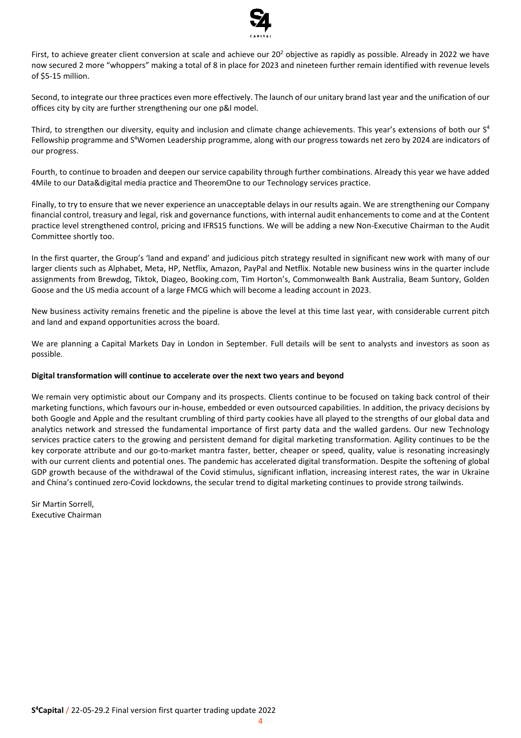First, to achieve greater client conversion at scale and achieve our $20^2$ objective as rapidly as possible. Already in 2022 we have now secured 2 more "whoppers" making a total of 8 in place for 2023 and nineteen further remain identified with revenue levels of \$5-15 million.

Second, to integrate our three practices even more effectively. The launch of our unitary brand last year and the unification of our offices city by city are further strengthening our one p&l model.

Third, to strengthen our diversity, equity and inclusion and climate change achievements. This year's extensions of both our $S^4$ Fellowship programme and $S^4$Women Leadership programme, along with our progress towards net zero by 2024 are indicators of our progress.

Fourth, to continue to broaden and deepen our service capability through further combinations. Already this year we have added 4Mile to our Data&digital media practice and TheoremOne to our Technology services practice.

Finally, to try to ensure that we never experience an unacceptable delays in our results again. We are strengthening our Company financial control, treasury and legal, risk and governance functions, with internal audit enhancements to come and at the Content practice level strengthened control, pricing and IFRS15 functions. We will be adding a new Non-Executive Chairman to the Audit Committee shortly too.

In the first quarter, the Group's 'land and expand' and judicious pitch strategy resulted in significant new work with many of our larger clients such as Alphabet, Meta, HP, Netflix, Amazon, PayPal and Netflix. Notable new business wins in the quarter include assignments from Brewdog, Tiktok, Diageo, Booking.com, Tim Horton's, Commonwealth Bank Australia, Beam Suntory, Golden Goose and the US media account of a large FMCG which will become a leading account in 2023.

New business activity remains frenetic and the pipeline is above the level at this time last year, with considerable current pitch and land and expand opportunities across the board.

We are planning a Capital Markets Day in London in September. Full details will be sent to analysts and investors as soon as possible.

**Digital transformation will continue to accelerate over the next two years and beyond**

We remain very optimistic about our Company and its prospects. Clients continue to be focused on taking back control of their marketing functions, which favours our in-house, embedded or even outsourced capabilities. In addition, the privacy decisions by both Google and Apple and the resultant crumbling of third party cookies have all played to the strengths of our global data and analytics network and stressed the fundamental importance of first party data and the walled gardens. Our new Technology services practice caters to the growing and persistent demand for digital marketing transformation. Agility continues to be the key corporate attribute and our go-to-market mantra faster, better, cheaper or speed, quality, value is resonating increasingly with our current clients and potential ones. The pandemic has accelerated digital transformation. Despite the softening of global GDP growth because of the withdrawal of the Covid stimulus, significant inflation, increasing interest rates, the war in Ukraine and China's continued zero-Covid lockdowns, the secular trend to digital marketing continues to provide strong tailwinds.

Sir Martin Sorrell,
Executive Chairman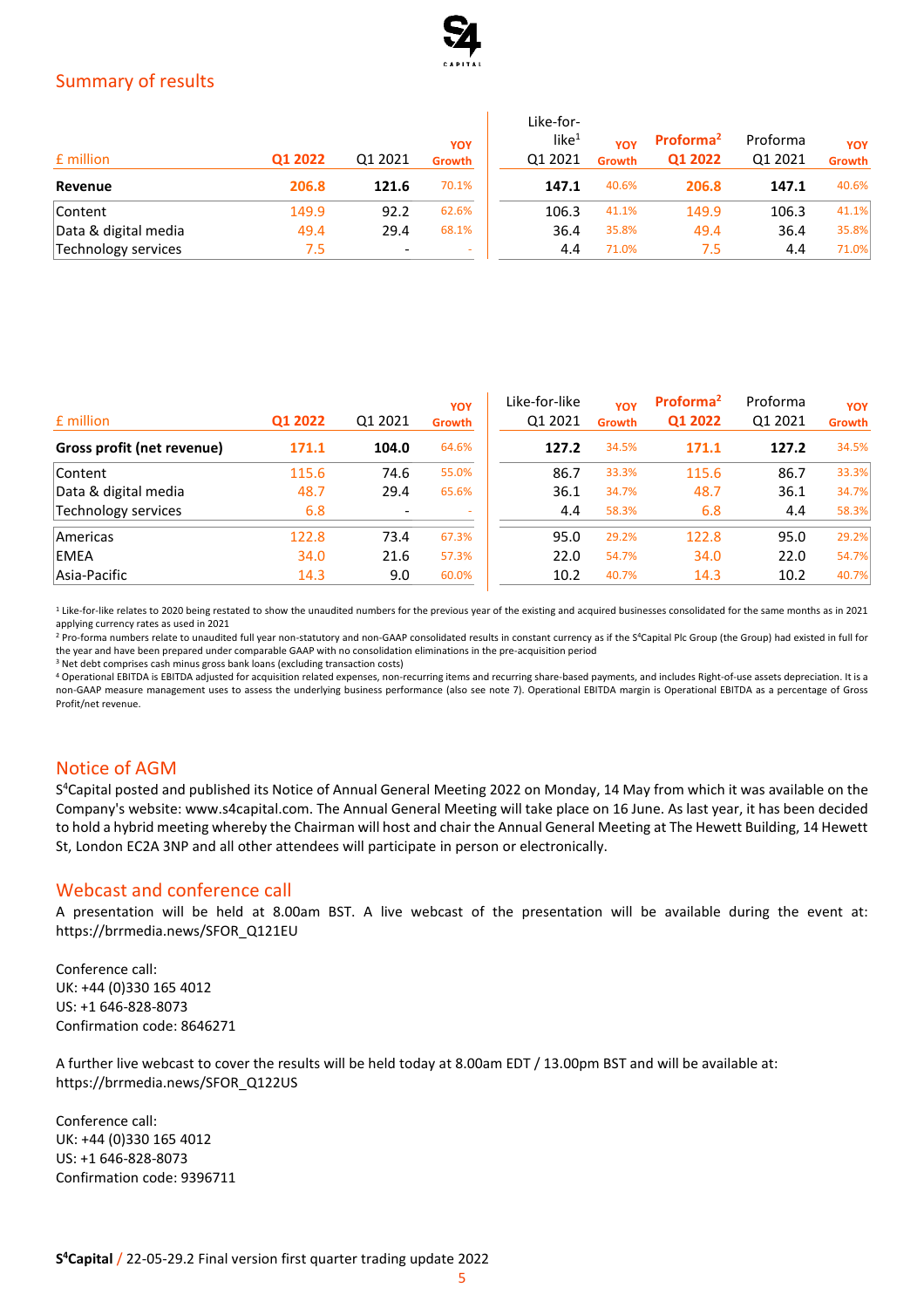## Summary of results

| £ million | Q1 2022 | Q1 2021 | YOY Growth | Like-for-like[1] Q1 2021 | YOY Growth | Proforma[2] Q1 2022 | Proforma Q1 2021 | YOY Growth |
|---|---|---|---|---|---|---|---|---|
| **Revenue** | **206.8** | **121.6** | 70.1% | **147.1** | 40.6% | **206.8** | **147.1** | 40.6% |
| Content | 149.9 | 92.2 | 62.6% | 106.3 | 41.1% | 149.9 | 106.3 | 41.1% |
| Data & digital media | 49.4 | 29.4 | 68.1% | 36.4 | 35.8% | 49.4 | 36.4 | 35.8% |
| Technology services | 7.5 | - | - | 4.4 | 71.0% | 7.5 | 4.4 | 71.0% |

| £ million | Q1 2022 | Q1 2021 | YOY Growth | Like-for-like Q1 2021 | YOY Growth | Proforma[2] Q1 2022 | Proforma Q1 2021 | YOY Growth |
|---|---|---|---|---|---|---|---|---|
| **Gross profit (net revenue)** | **171.1** | **104.0** | 64.6% | **127.2** | 34.5% | **171.1** | **127.2** | 34.5% |
| Content | 115.6 | 74.6 | 55.0% | 86.7 | 33.3% | 115.6 | 86.7 | 33.3% |
| Data & digital media | 48.7 | 29.4 | 65.6% | 36.1 | 34.7% | 48.7 | 36.1 | 34.7% |
| Technology services | 6.8 | - | - | 4.4 | 58.3% | 6.8 | 4.4 | 58.3% |
| Americas | 122.8 | 73.4 | 67.3% | 95.0 | 29.2% | 122.8 | 95.0 | 29.2% |
| EMEA | 34.0 | 21.6 | 57.3% | 22.0 | 54.7% | 34.0 | 22.0 | 54.7% |
| Asia-Pacific | 14.3 | 9.0 | 60.0% | 10.2 | 40.7% | 14.3 | 10.2 | 40.7% |

[1] Like-for-like relates to 2020 being restated to show the unaudited numbers for the previous year of the existing and acquired businesses consolidated for the same months as in 2021 applying currency rates as used in 2021

[2] Pro-forma numbers relate to unaudited full year non-statutory and non-GAAP consolidated results in constant currency as if the S[4]Capital Plc Group (the Group) had existed in full for the year and have been prepared under comparable GAAP with no consolidation eliminations in the pre-acquisition period

[3] Net debt comprises cash minus gross bank loans (excluding transaction costs)

[4] Operational EBITDA is EBITDA adjusted for acquisition related expenses, non-recurring items and recurring share-based payments, and includes Right-of-use assets depreciation. It is a non-GAAP measure management uses to assess the underlying business performance (also see note 7). Operational EBITDA margin is Operational EBITDA as a percentage of Gross Profit/net revenue.

## Notice of AGM

S[4]Capital posted and published its Notice of Annual General Meeting 2022 on Monday, 14 May from which it was available on the Company's website: www.s4capital.com. The Annual General Meeting will take place on 16 June. As last year, it has been decided to hold a hybrid meeting whereby the Chairman will host and chair the Annual General Meeting at The Hewett Building, 14 Hewett St, London EC2A 3NP and all other attendees will participate in person or electronically.

## Webcast and conference call

A presentation will be held at 8.00am BST. A live webcast of the presentation will be available during the event at: https://brrmedia.news/SFOR_Q121EU

Conference call:
UK: +44 (0)330 165 4012
US: +1 646-828-8073
Confirmation code: 8646271

A further live webcast to cover the results will be held today at 8.00am EDT / 13.00pm BST and will be available at: https://brrmedia.news/SFOR_Q122US

Conference call:
UK: +44 (0)330 165 4012
US: +1 646-828-8073
Confirmation code: 9396711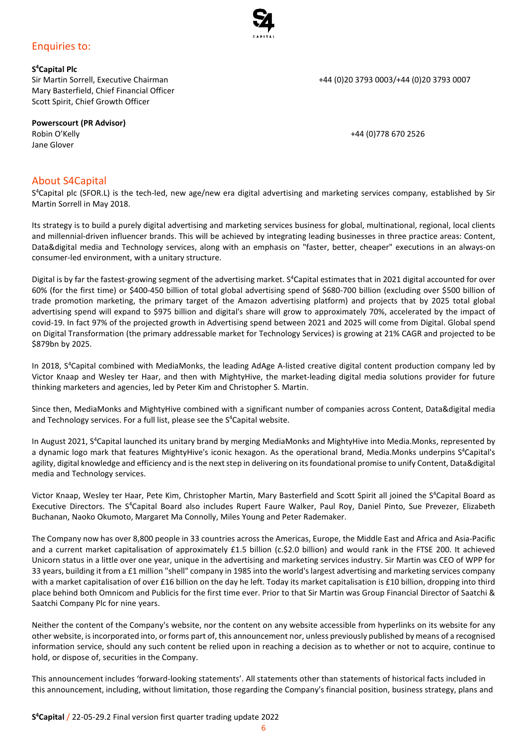## Enquiries to:

**S[4]Capital Plc**
Sir Martin Sorrell, Executive Chairman +44 (0)20 3793 0003/+44 (0)20 3793 0007
Mary Basterfield, Chief Financial Officer
Scott Spirit, Chief Growth Officer

**Powerscourt (PR Advisor)**
Robin O'Kelly +44 (0)778 670 2526
Jane Glover

## About S4Capital

S[4]Capital plc (SFOR.L) is the tech-led, new age/new era digital advertising and marketing services company, established by Sir Martin Sorrell in May 2018.

Its strategy is to build a purely digital advertising and marketing services business for global, multinational, regional, local clients and millennial-driven influencer brands. This will be achieved by integrating leading businesses in three practice areas: Content, Data&digital media and Technology services, along with an emphasis on "faster, better, cheaper" executions in an always-on consumer-led environment, with a unitary structure.

Digital is by far the fastest-growing segment of the advertising market. S[4]Capital estimates that in 2021 digital accounted for over 60% (for the first time) or $400-450 billion of total global advertising spend of $680-700 billion (excluding over $500 billion of trade promotion marketing, the primary target of the Amazon advertising platform) and projects that by 2025 total global advertising spend will expand to $975 billion and digital's share will grow to approximately 70%, accelerated by the impact of covid-19. In fact 97% of the projected growth in Advertising spend between 2021 and 2025 will come from Digital. Global spend on Digital Transformation (the primary addressable market for Technology Services) is growing at 21% CAGR and projected to be $879bn by 2025.

In 2018, S[4]Capital combined with MediaMonks, the leading AdAge A-listed creative digital content production company led by Victor Knaap and Wesley ter Haar, and then with MightyHive, the market-leading digital media solutions provider for future thinking marketers and agencies, led by Peter Kim and Christopher S. Martin.

Since then, MediaMonks and MightyHive combined with a significant number of companies across Content, Data&digital media and Technology services. For a full list, please see the S[4]Capital website.

In August 2021, S[4]Capital launched its unitary brand by merging MediaMonks and MightyHive into Media.Monks, represented by a dynamic logo mark that features MightyHive's iconic hexagon. As the operational brand, Media.Monks underpins S[4]Capital's agility, digital knowledge and efficiency and is the next step in delivering on its foundational promise to unify Content, Data&digital media and Technology services.

Victor Knaap, Wesley ter Haar, Pete Kim, Christopher Martin, Mary Basterfield and Scott Spirit all joined the S[4]Capital Board as Executive Directors. The S[4]Capital Board also includes Rupert Faure Walker, Paul Roy, Daniel Pinto, Sue Prevezer, Elizabeth Buchanan, Naoko Okumoto, Margaret Ma Connolly, Miles Young and Peter Rademaker.

The Company now has over 8,800 people in 33 countries across the Americas, Europe, the Middle East and Africa and Asia-Pacific and a current market capitalisation of approximately £1.5 billion (c.$2.0 billion) and would rank in the FTSE 200. It achieved Unicorn status in a little over one year, unique in the advertising and marketing services industry. Sir Martin was CEO of WPP for 33 years, building it from a £1 million "shell" company in 1985 into the world's largest advertising and marketing services company with a market capitalisation of over £16 billion on the day he left. Today its market capitalisation is £10 billion, dropping into third place behind both Omnicom and Publicis for the first time ever. Prior to that Sir Martin was Group Financial Director of Saatchi & Saatchi Company Plc for nine years.

Neither the content of the Company's website, nor the content on any website accessible from hyperlinks on its website for any other website, is incorporated into, or forms part of, this announcement nor, unless previously published by means of a recognised information service, should any such content be relied upon in reaching a decision as to whether or not to acquire, continue to hold, or dispose of, securities in the Company.

This announcement includes 'forward-looking statements'. All statements other than statements of historical facts included in this announcement, including, without limitation, those regarding the Company's financial position, business strategy, plans and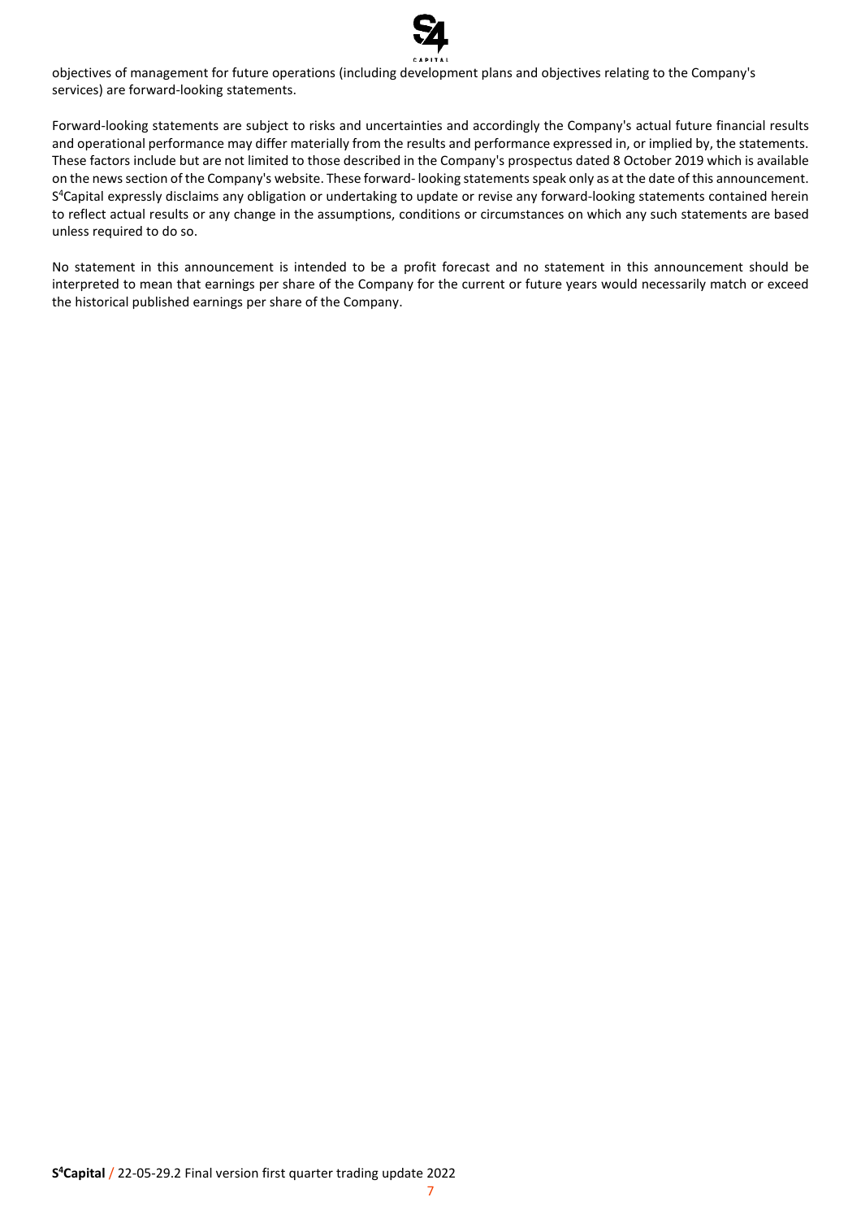objectives of management for future operations (including development plans and objectives relating to the Company's services) are forward-looking statements.

Forward-looking statements are subject to risks and uncertainties and accordingly the Company's actual future financial results and operational performance may differ materially from the results and performance expressed in, or implied by, the statements. These factors include but are not limited to those described in the Company's prospectus dated 8 October 2019 which is available on the news section of the Company's website. These forward- looking statements speak only as at the date of this announcement. $S^4$Capital expressly disclaims any obligation or undertaking to update or revise any forward-looking statements contained herein to reflect actual results or any change in the assumptions, conditions or circumstances on which any such statements are based unless required to do so.

No statement in this announcement is intended to be a profit forecast and no statement in this announcement should be interpreted to mean that earnings per share of the Company for the current or future years would necessarily match or exceed the historical published earnings per share of the Company.